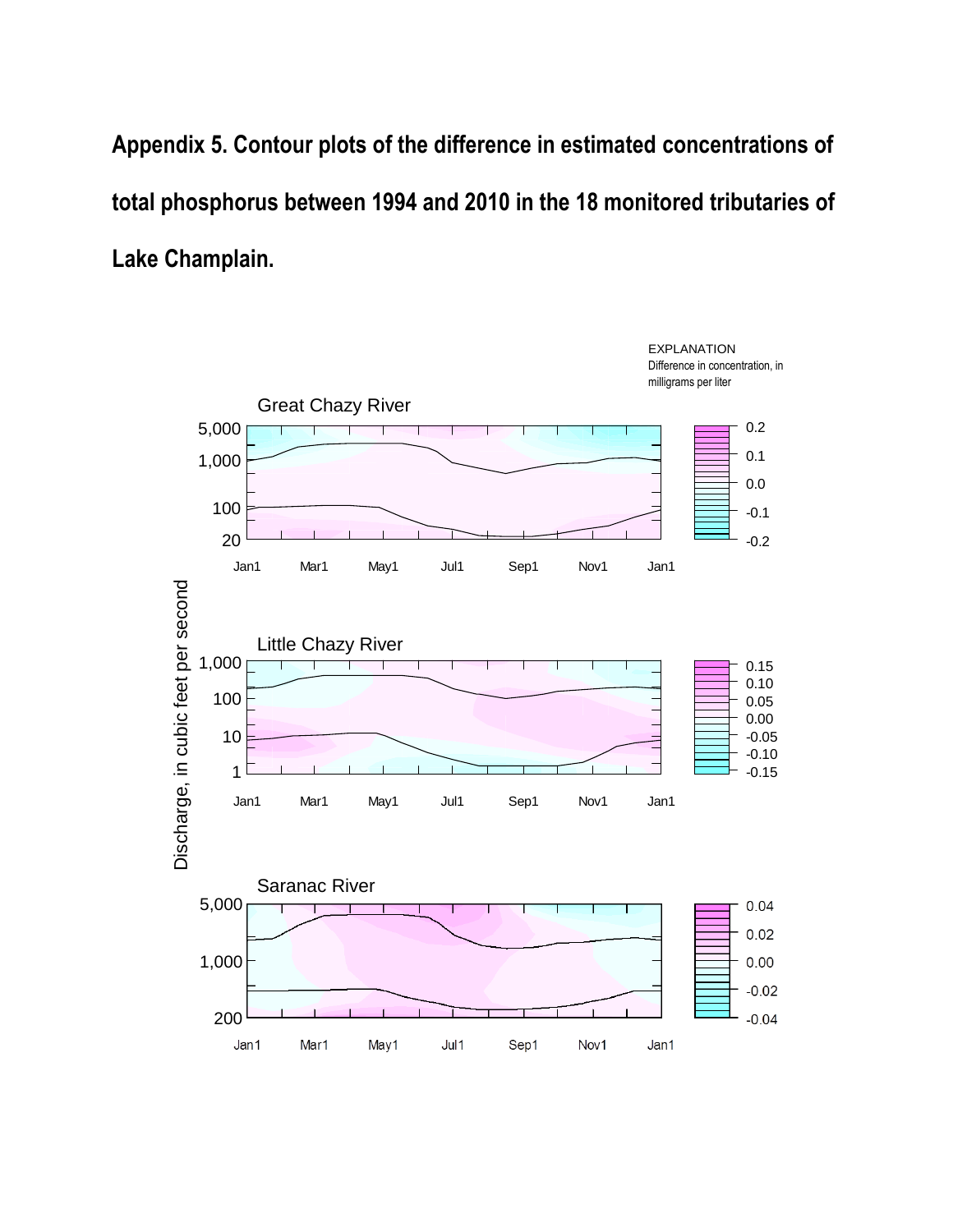# Appendix 5. Contour plots of the difference in estimated concentrations of total phosphorus between 1994 and 2010 in the 18 monitored tributaries of Lake Champlain.

EXPLANATION
Difference in concentration, in milligrams per liter

Great Chazy River

Little Chazy River

Saranac River

Discharge, in cubic feet per second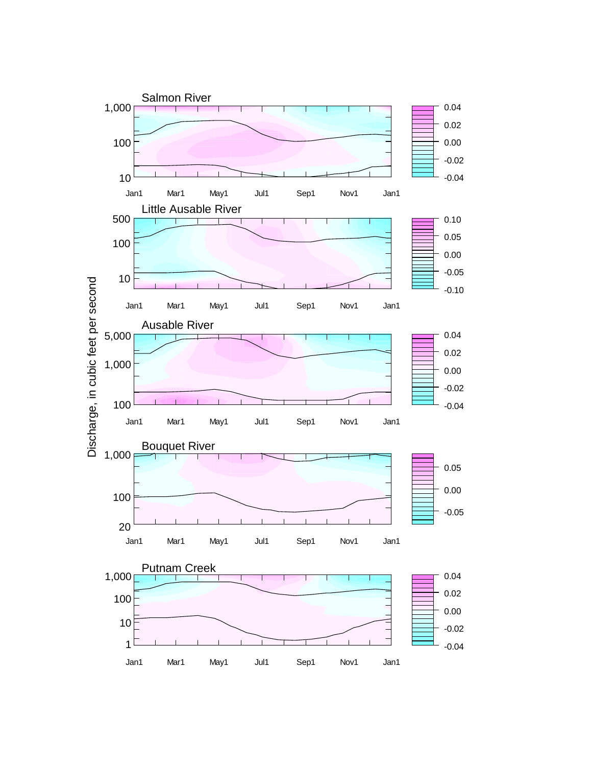Discharge, in cubic feet per second

## Salmon River

1,000
100
10

Jan1 Mar1 May1 Jul1 Sep1 Nov1 Jan1

0.04
0.02
0.00
-0.02
-0.04

## Little Ausable River

500
100
10

Jan1 Mar1 May1 Jul1 Sep1 Nov1 Jan1

0.10
0.05
0.00
-0.05
-0.10

## Ausable River

5,000
1,000
100

Jan1 Mar1 May1 Jul1 Sep1 Nov1 Jan1

0.04
0.02
0.00
-0.02
-0.04

## Bouquet River

1,000
100
20

Jan1 Mar1 May1 Jul1 Sep1 Nov1 Jan1

0.05
0.00
-0.05

## Putnam Creek

1,000
100
10
1

Jan1 Mar1 May1 Jul1 Sep1 Nov1 Jan1

0.04
0.02
0.00
-0.02
-0.04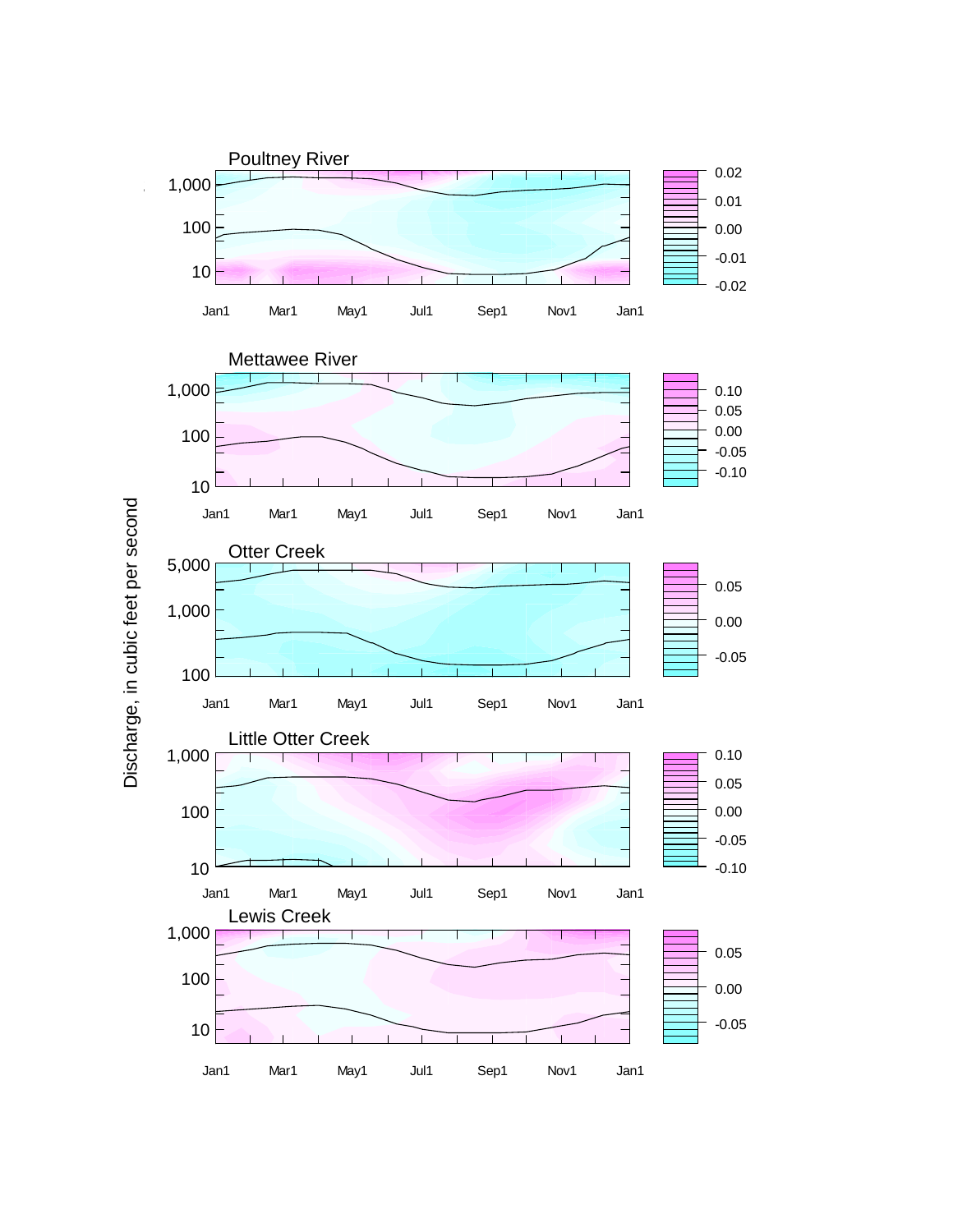Poultney River

1,000
100
10

Jan1 Mar1 May1 Jul1 Sep1 Nov1 Jan1

0.02
0.01
0.00
-0.01
-0.02

Mettawee River

1,000
100
10

Jan1 Mar1 May1 Jul1 Sep1 Nov1 Jan1

0.10
0.05
0.00
-0.05
-0.10

Otter Creek

5,000
1,000
100

Jan1 Mar1 May1 Jul1 Sep1 Nov1 Jan1

0.05
0.00
-0.05

Little Otter Creek

1,000
100
10

Jan1 Mar1 May1 Jul1 Sep1 Nov1 Jan1

0.10
0.05
0.00
-0.05
-0.10

Lewis Creek

1,000
100
10

Jan1 Mar1 May1 Jul1 Sep1 Nov1 Jan1

0.05
0.00
-0.05

Discharge, in cubic feet per second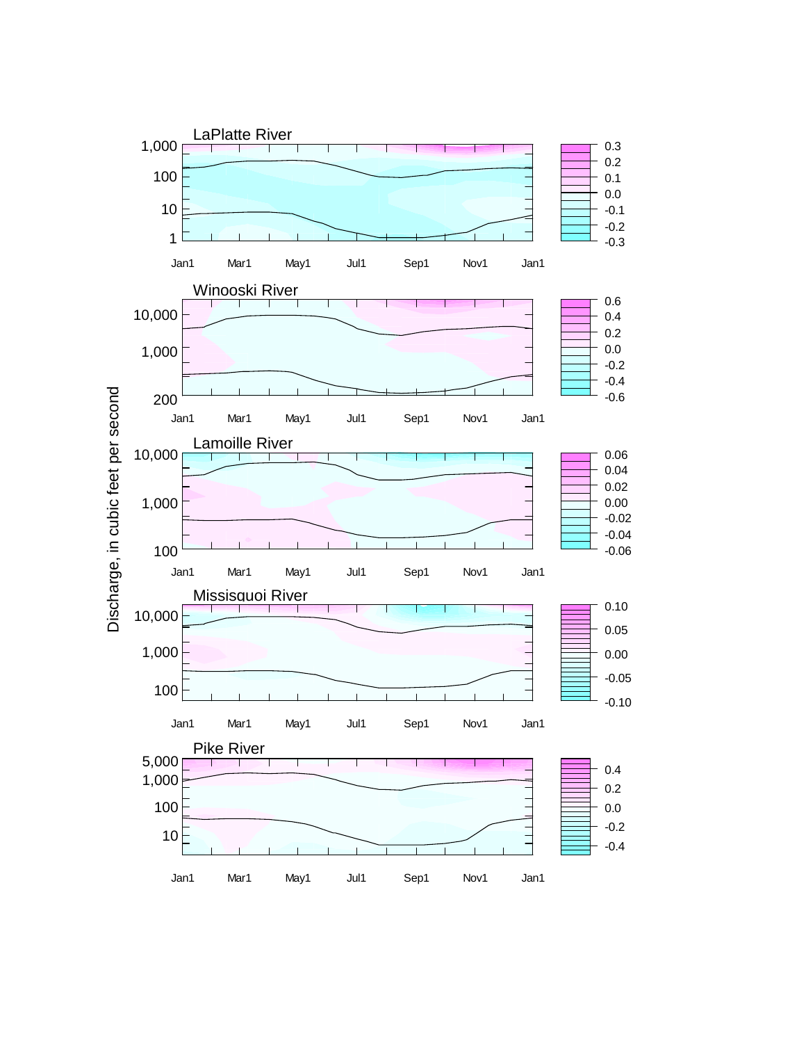Discharge, in cubic feet per second

LaPlatte River

1,000
100
10
1

Jan1 Mar1 May1 Jul1 Sep1 Nov1 Jan1

0.3
0.2
0.1
0.0
-0.1
-0.2
-0.3

Winooski River

10,000
1,000
200

Jan1 Mar1 May1 Jul1 Sep1 Nov1 Jan1

0.6
0.4
0.2
0.0
-0.2
-0.4
-0.6

Lamoille River

10,000
1,000
100

Jan1 Mar1 May1 Jul1 Sep1 Nov1 Jan1

0.06
0.04
0.02
0.00
-0.02
-0.04
-0.06

Missisquoi River

10,000
1,000
100

Jan1 Mar1 May1 Jul1 Sep1 Nov1 Jan1

0.10
0.05
0.00
-0.05
-0.10

Pike River

5,000
1,000
100
10

Jan1 Mar1 May1 Jul1 Sep1 Nov1 Jan1

0.4
0.2
0.0
-0.2
-0.4